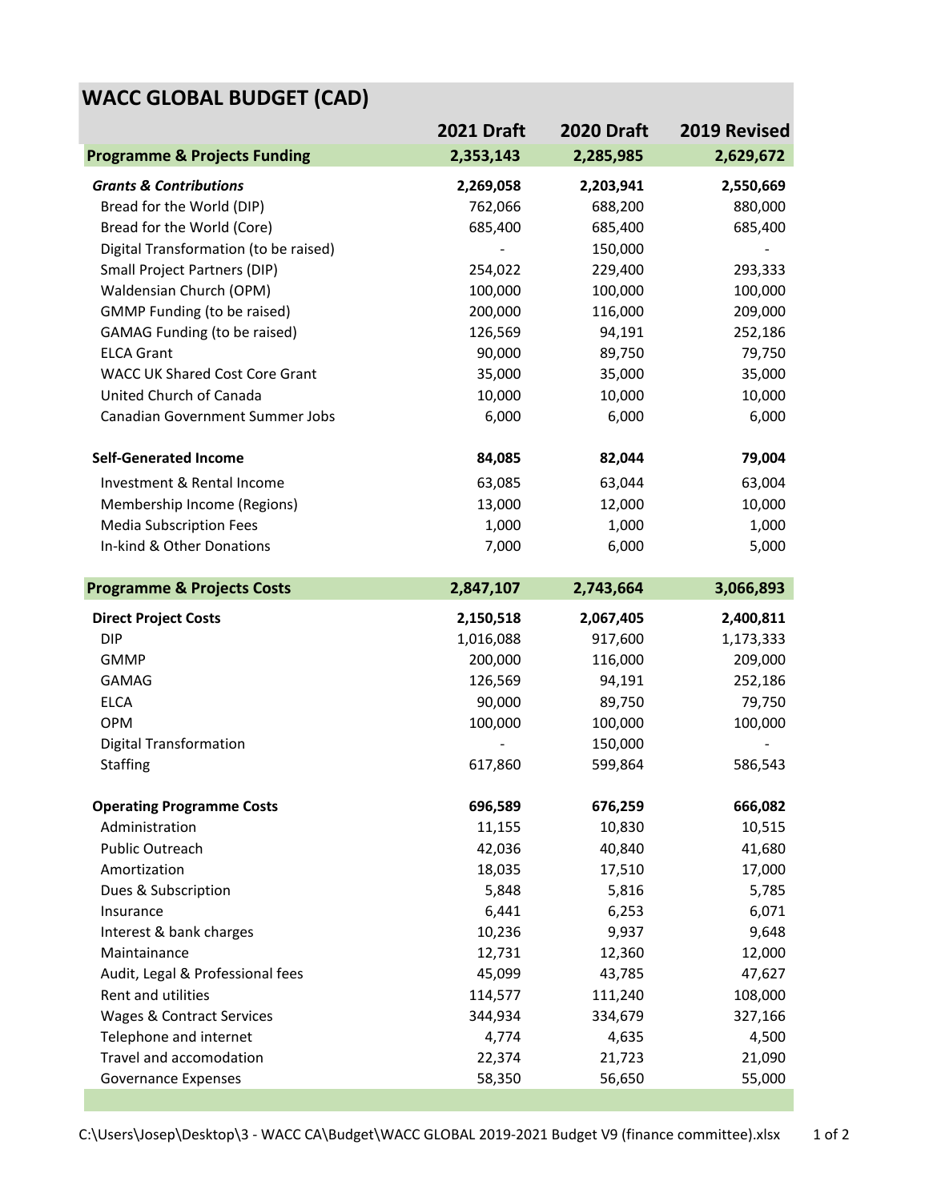# WACC GLOBAL BUDGET (CAD)

| | 2021 Draft | 2020 Draft | 2019 Revised |
|---|---|---|---|
| **Programme & Projects Funding** | **2,353,143** | **2,285,985** | **2,629,672** |
| ***Grants & Contributions*** | **2,269,058** | **2,203,941** | **2,550,669** |
| Bread for the World (DIP) | 762,066 | 688,200 | 880,000 |
| Bread for the World (Core) | 685,400 | 685,400 | 685,400 |
| Digital Transformation (to be raised) | - | 150,000 | - |
| Small Project Partners (DIP) | 254,022 | 229,400 | 293,333 |
| Waldensian Church (OPM) | 100,000 | 100,000 | 100,000 |
| GMMP Funding (to be raised) | 200,000 | 116,000 | 209,000 |
| GAMAG Funding (to be raised) | 126,569 | 94,191 | 252,186 |
| ELCA Grant | 90,000 | 89,750 | 79,750 |
| WACC UK Shared Cost Core Grant | 35,000 | 35,000 | 35,000 |
| United Church of Canada | 10,000 | 10,000 | 10,000 |
| Canadian Government Summer Jobs | 6,000 | 6,000 | 6,000 |
| **Self-Generated Income** | **84,085** | **82,044** | **79,004** |
| Investment & Rental Income | 63,085 | 63,044 | 63,004 |
| Membership Income (Regions) | 13,000 | 12,000 | 10,000 |
| Media Subscription Fees | 1,000 | 1,000 | 1,000 |
| In-kind & Other Donations | 7,000 | 6,000 | 5,000 |
| **Programme & Projects Costs** | **2,847,107** | **2,743,664** | **3,066,893** |
| **Direct Project Costs** | **2,150,518** | **2,067,405** | **2,400,811** |
| DIP | 1,016,088 | 917,600 | 1,173,333 |
| GMMP | 200,000 | 116,000 | 209,000 |
| GAMAG | 126,569 | 94,191 | 252,186 |
| ELCA | 90,000 | 89,750 | 79,750 |
| OPM | 100,000 | 100,000 | 100,000 |
| Digital Transformation | - | 150,000 | - |
| Staffing | 617,860 | 599,864 | 586,543 |
| **Operating Programme Costs** | **696,589** | **676,259** | **666,082** |
| Administration | 11,155 | 10,830 | 10,515 |
| Public Outreach | 42,036 | 40,840 | 41,680 |
| Amortization | 18,035 | 17,510 | 17,000 |
| Dues & Subscription | 5,848 | 5,816 | 5,785 |
| Insurance | 6,441 | 6,253 | 6,071 |
| Interest & bank charges | 10,236 | 9,937 | 9,648 |
| Maintainance | 12,731 | 12,360 | 12,000 |
| Audit, Legal & Professional fees | 45,099 | 43,785 | 47,627 |
| Rent and utilities | 114,577 | 111,240 | 108,000 |
| Wages & Contract Services | 344,934 | 334,679 | 327,166 |
| Telephone and internet | 4,774 | 4,635 | 4,500 |
| Travel and accomodation | 22,374 | 21,723 | 21,090 |
| Governance Expenses | 58,350 | 56,650 | 55,000 |

C:\Users\Josep\Desktop\3 - WACC CA\Budget\WACC GLOBAL 2019-2021 Budget V9 (finance committee).xlsx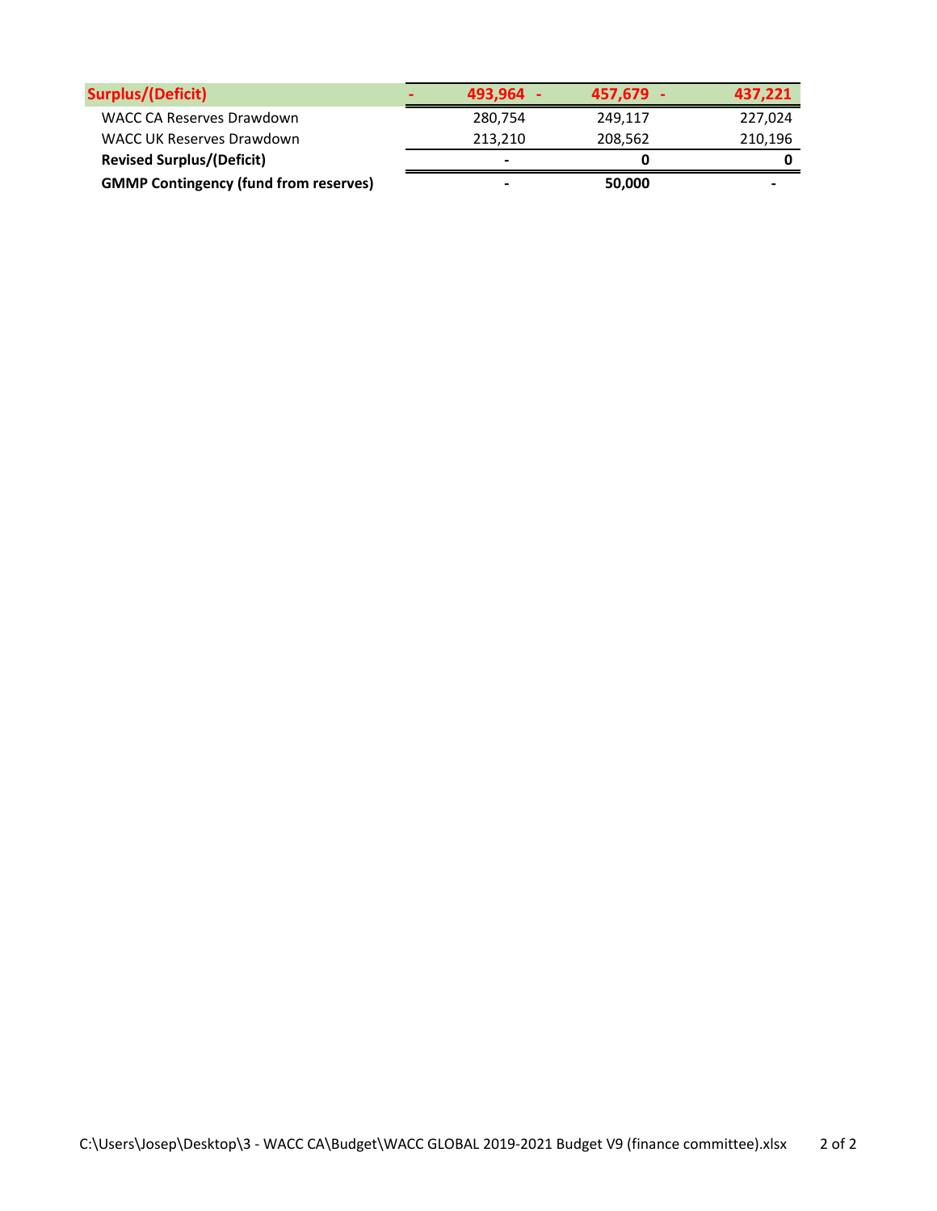| | | | |
|---|---|---|---|
| **Surplus/(Deficit)** | **- 493,964** | **- 457,679** | **- 437,221** |
| WACC CA Reserves Drawdown | 280,754 | 249,117 | 227,024 |
| WACC UK Reserves Drawdown | 213,210 | 208,562 | 210,196 |
| **Revised Surplus/(Deficit)** | **-** | **0** | **0** |
| **GMMP Contingency (fund from reserves)** | **-** | **50,000** | **-** |

C:\Users\Josep\Desktop\3 - WACC CA\Budget\WACC GLOBAL 2019-2021 Budget V9 (finance committee).xlsx